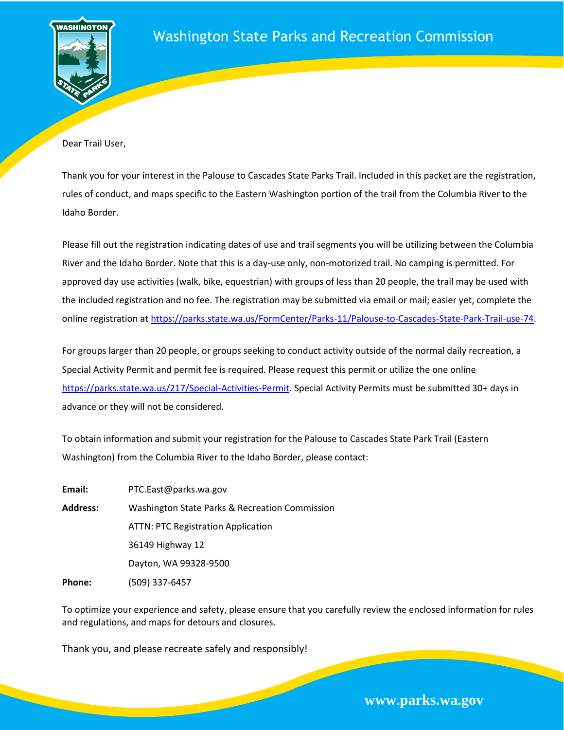# Washington State Parks and Recreation Commission

Dear Trail User,

Thank you for your interest in the Palouse to Cascades State Parks Trail. Included in this packet are the registration, rules of conduct, and maps specific to the Eastern Washington portion of the trail from the Columbia River to the Idaho Border.

Please fill out the registration indicating dates of use and trail segments you will be utilizing between the Columbia River and the Idaho Border. Note that this is a day-use only, non-motorized trail. No camping is permitted. For approved day use activities (walk, bike, equestrian) with groups of less than 20 people, the trail may be used with the included registration and no fee. The registration may be submitted via email or mail; easier yet, complete the online registration at https://parks.state.wa.us/FormCenter/Parks-11/Palouse-to-Cascades-State-Park-Trail-use-74.

For groups larger than 20 people, or groups seeking to conduct activity outside of the normal daily recreation, a Special Activity Permit and permit fee is required. Please request this permit or utilize the one online https://parks.state.wa.us/217/Special-Activities-Permit. Special Activity Permits must be submitted 30+ days in advance or they will not be considered.

To obtain information and submit your registration for the Palouse to Cascades State Park Trail (Eastern Washington) from the Columbia River to the Idaho Border, please contact:

**Email:** PTC.East@parks.wa.gov

**Address:** Washington State Parks & Recreation Commission
ATTN: PTC Registration Application
36149 Highway 12
Dayton, WA 99328-9500

**Phone:** (509) 337-6457

To optimize your experience and safety, please ensure that you carefully review the enclosed information for rules and regulations, and maps for detours and closures.

Thank you, and please recreate safely and responsibly!

www.parks.wa.gov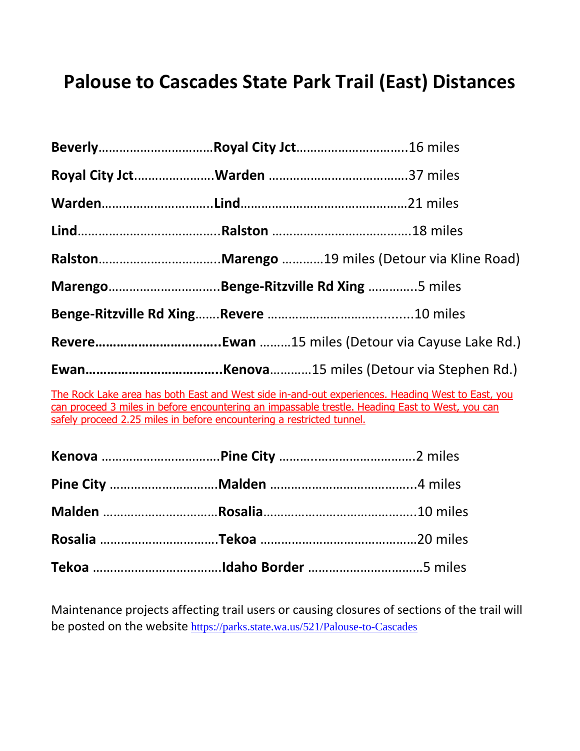# Palouse to Cascades State Park Trail (East) Distances

| | | |
|---|---|---|
| **Beverly** | **Royal City Jct** | 16 miles |
| **Royal City Jct** | **Warden** | 37 miles |
| **Warden** | **Lind** | 21 miles |
| **Lind** | **Ralston** | 18 miles |
| **Ralston** | **Marengo** | 19 miles (Detour via Kline Road) |
| **Marengo** | **Benge-Ritzville Rd Xing** | 5 miles |
| **Benge-Ritzville Rd Xing** | **Revere** | 10 miles |
| **Revere** | **Ewan** | 15 miles (Detour via Cayuse Lake Rd.) |
| **Ewan** | **Kenova** | 15 miles (Detour via Stephen Rd.) |

The Rock Lake area has both East and West side in-and-out experiences. Heading West to East, you can proceed 3 miles in before encountering an impassable trestle. Heading East to West, you can safely proceed 2.25 miles in before encountering a restricted tunnel.

| | | |
|---|---|---|
| **Kenova** | **Pine City** | 2 miles |
| **Pine City** | **Malden** | 4 miles |
| **Malden** | **Rosalia** | 10 miles |
| **Rosalia** | **Tekoa** | 20 miles |
| **Tekoa** | **Idaho Border** | 5 miles |

Maintenance projects affecting trail users or causing closures of sections of the trail will be posted on the website https://parks.state.wa.us/521/Palouse-to-Cascades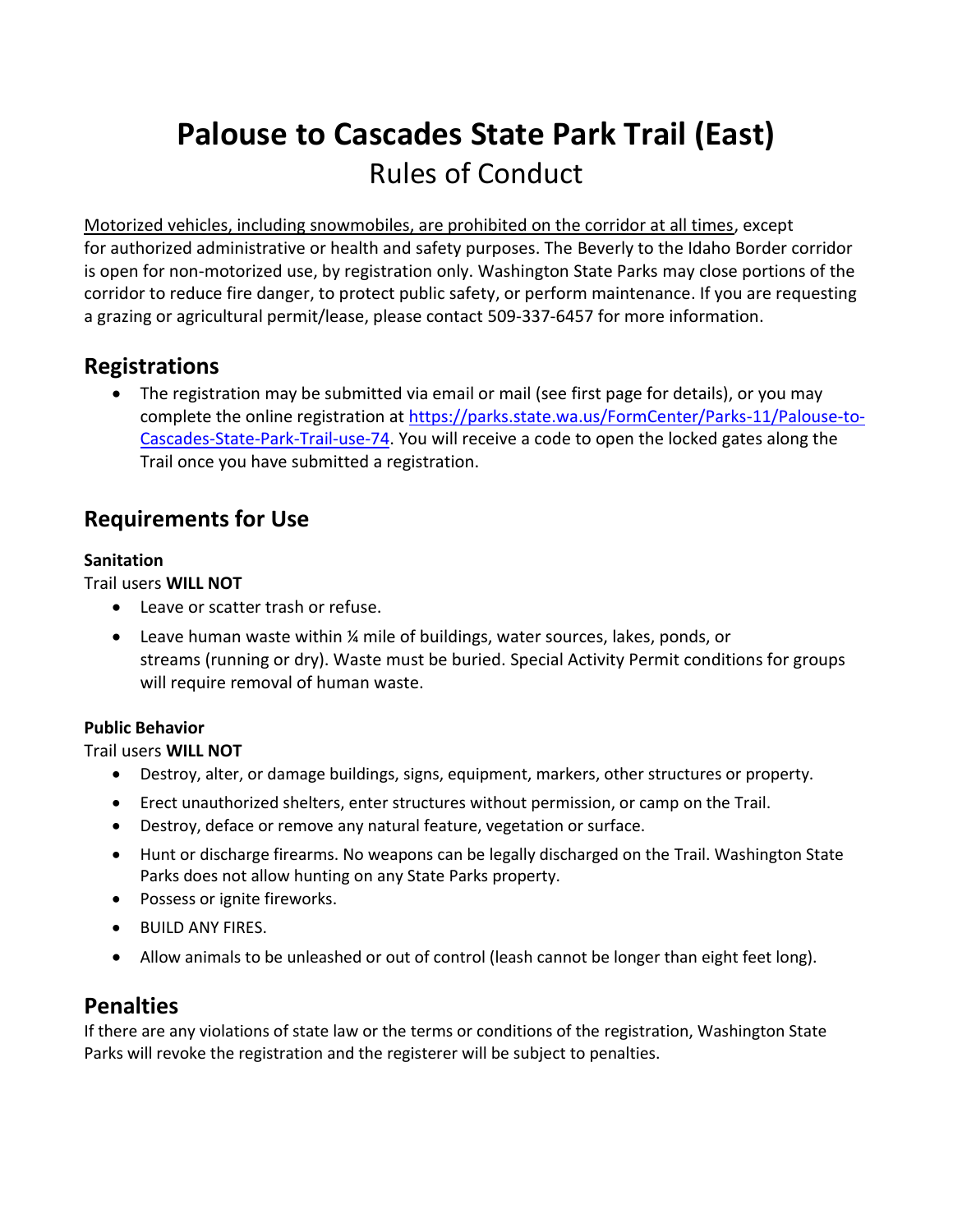# Palouse to Cascades State Park Trail (East)

Rules of Conduct

Motorized vehicles, including snowmobiles, are prohibited on the corridor at all times, except for authorized administrative or health and safety purposes. The Beverly to the Idaho Border corridor is open for non-motorized use, by registration only. Washington State Parks may close portions of the corridor to reduce fire danger, to protect public safety, or perform maintenance. If you are requesting a grazing or agricultural permit/lease, please contact 509-337-6457 for more information.

## Registrations

- The registration may be submitted via email or mail (see first page for details), or you may complete the online registration at [https://parks.state.wa.us/FormCenter/Parks-11/Palouse-to-Cascades-State-Park-Trail-use-74](https://parks.state.wa.us/FormCenter/Parks-11/Palouse-to-Cascades-State-Park-Trail-use-74). You will receive a code to open the locked gates along the Trail once you have submitted a registration.

## Requirements for Use

### Sanitation

Trail users **WILL NOT**

- Leave or scatter trash or refuse.
- Leave human waste within ¼ mile of buildings, water sources, lakes, ponds, or streams (running or dry). Waste must be buried. Special Activity Permit conditions for groups will require removal of human waste.

### Public Behavior

Trail users **WILL NOT**

- Destroy, alter, or damage buildings, signs, equipment, markers, other structures or property.
- Erect unauthorized shelters, enter structures without permission, or camp on the Trail.
- Destroy, deface or remove any natural feature, vegetation or surface.
- Hunt or discharge firearms. No weapons can be legally discharged on the Trail. Washington State Parks does not allow hunting on any State Parks property.
- Possess or ignite fireworks.
- BUILD ANY FIRES.
- Allow animals to be unleashed or out of control (leash cannot be longer than eight feet long).

## Penalties

If there are any violations of state law or the terms or conditions of the registration, Washington State Parks will revoke the registration and the registerer will be subject to penalties.